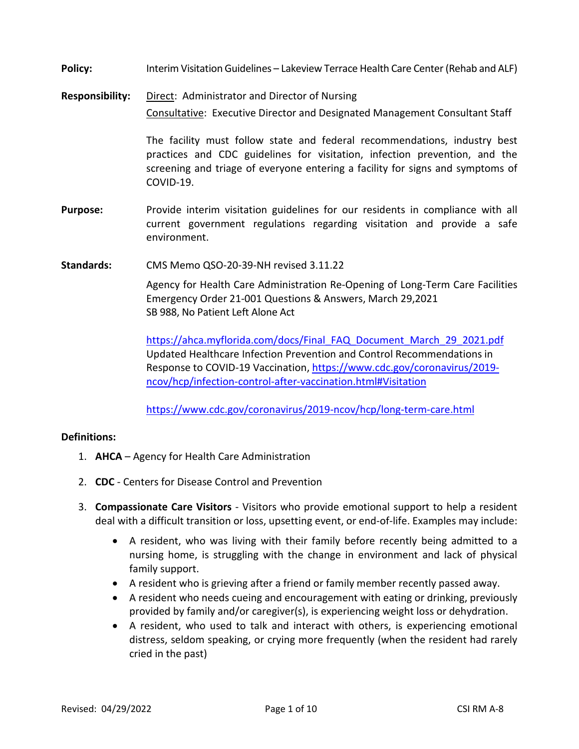**Policy:** Interim Visitation Guidelines – Lakeview Terrace Health Care Center (Rehab and ALF)

**Responsibility:** Direct: Administrator and Director of Nursing

Consultative: Executive Director and Designated Management Consultant Staff

The facility must follow state and federal recommendations, industry best practices and CDC guidelines for visitation, infection prevention, and the screening and triage of everyone entering a facility for signs and symptoms of COVID-19.

**Purpose:** Provide interim visitation guidelines for our residents in compliance with all current government regulations regarding visitation and provide a safe environment.

**Standards:** CMS Memo QSO-20-39-NH revised 3.11.22

Agency for Health Care Administration Re-Opening of Long-Term Care Facilities Emergency Order 21-001 Questions & Answers, March 29,2021
SB 988, No Patient Left Alone Act

https://ahca.myflorida.com/docs/Final_FAQ_Document_March_29_2021.pdf
Updated Healthcare Infection Prevention and Control Recommendations in Response to COVID-19 Vaccination, https://www.cdc.gov/coronavirus/2019-ncov/hcp/infection-control-after-vaccination.html#Visitation

https://www.cdc.gov/coronavirus/2019-ncov/hcp/long-term-care.html

**Definitions:**

1. **AHCA** – Agency for Health Care Administration
2. **CDC** - Centers for Disease Control and Prevention
3. **Compassionate Care Visitors** - Visitors who provide emotional support to help a resident deal with a difficult transition or loss, upsetting event, or end-of-life. Examples may include:
   - A resident, who was living with their family before recently being admitted to a nursing home, is struggling with the change in environment and lack of physical family support.
   - A resident who is grieving after a friend or family member recently passed away.
   - A resident who needs cueing and encouragement with eating or drinking, previously provided by family and/or caregiver(s), is experiencing weight loss or dehydration.
   - A resident, who used to talk and interact with others, is experiencing emotional distress, seldom speaking, or crying more frequently (when the resident had rarely cried in the past)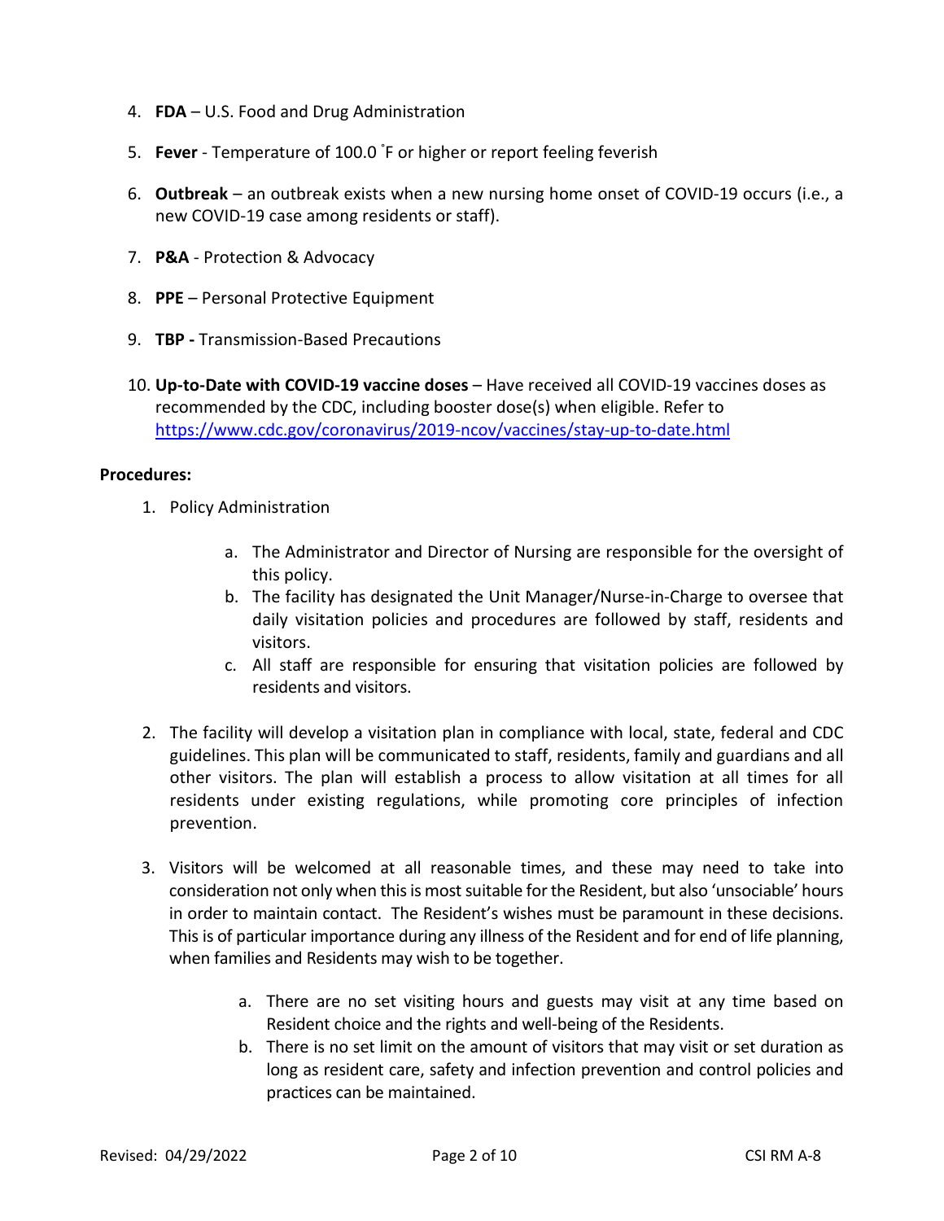4. **FDA** – U.S. Food and Drug Administration

5. **Fever** - Temperature of 100.0 ˚F or higher or report feeling feverish

6. **Outbreak** – an outbreak exists when a new nursing home onset of COVID-19 occurs (i.e., a new COVID-19 case among residents or staff).

7. **P&A** - Protection & Advocacy

8. **PPE** – Personal Protective Equipment

9. **TBP -** Transmission-Based Precautions

10. **Up-to-Date with COVID-19 vaccine doses** – Have received all COVID-19 vaccines doses as recommended by the CDC, including booster dose(s) when eligible. Refer to https://www.cdc.gov/coronavirus/2019-ncov/vaccines/stay-up-to-date.html

**Procedures:**

1. Policy Administration

   a. The Administrator and Director of Nursing are responsible for the oversight of this policy.
   
   b. The facility has designated the Unit Manager/Nurse-in-Charge to oversee that daily visitation policies and procedures are followed by staff, residents and visitors.
   
   c. All staff are responsible for ensuring that visitation policies are followed by residents and visitors.

2. The facility will develop a visitation plan in compliance with local, state, federal and CDC guidelines. This plan will be communicated to staff, residents, family and guardians and all other visitors. The plan will establish a process to allow visitation at all times for all residents under existing regulations, while promoting core principles of infection prevention.

3. Visitors will be welcomed at all reasonable times, and these may need to take into consideration not only when this is most suitable for the Resident, but also 'unsociable' hours in order to maintain contact. The Resident's wishes must be paramount in these decisions. This is of particular importance during any illness of the Resident and for end of life planning, when families and Residents may wish to be together.

   a. There are no set visiting hours and guests may visit at any time based on Resident choice and the rights and well-being of the Residents.
   
   b. There is no set limit on the amount of visitors that may visit or set duration as long as resident care, safety and infection prevention and control policies and practices can be maintained.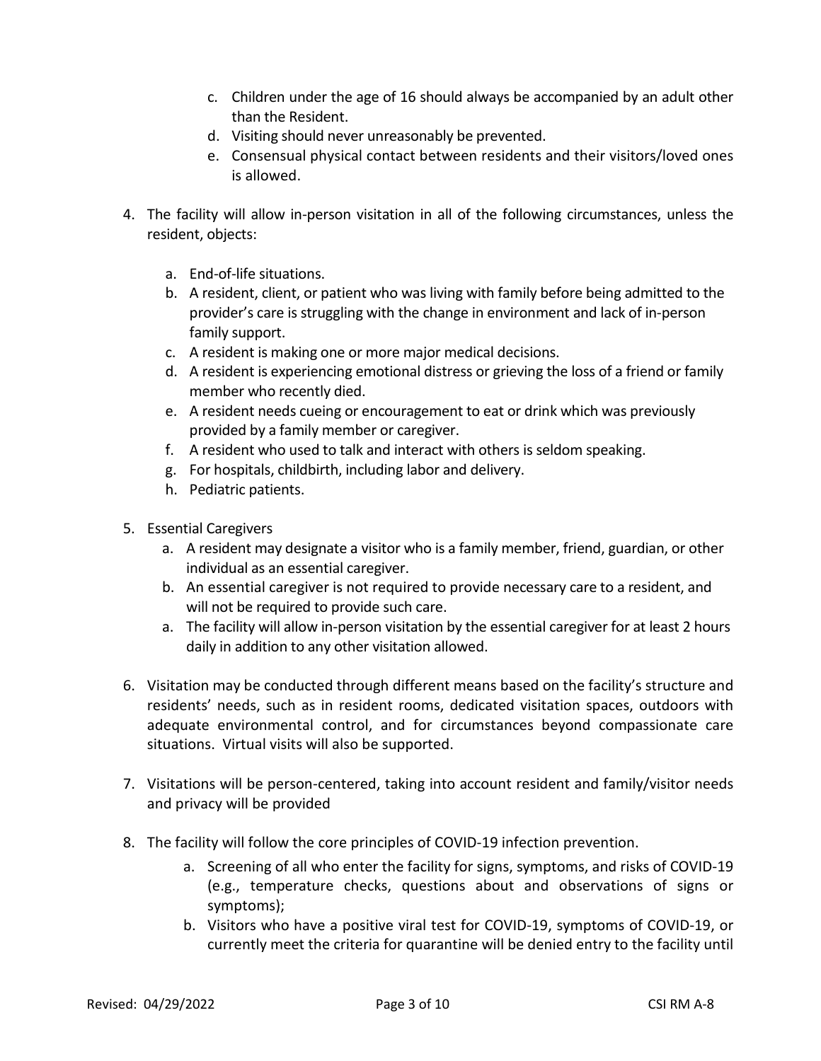c. Children under the age of 16 should always be accompanied by an adult other than the Resident.
d. Visiting should never unreasonably be prevented.
e. Consensual physical contact between residents and their visitors/loved ones is allowed.

4. The facility will allow in-person visitation in all of the following circumstances, unless the resident, objects:

   a. End-of-life situations.
   b. A resident, client, or patient who was living with family before being admitted to the provider's care is struggling with the change in environment and lack of in-person family support.
   c. A resident is making one or more major medical decisions.
   d. A resident is experiencing emotional distress or grieving the loss of a friend or family member who recently died.
   e. A resident needs cueing or encouragement to eat or drink which was previously provided by a family member or caregiver.
   f. A resident who used to talk and interact with others is seldom speaking.
   g. For hospitals, childbirth, including labor and delivery.
   h. Pediatric patients.

5. Essential Caregivers
   a. A resident may designate a visitor who is a family member, friend, guardian, or other individual as an essential caregiver.
   b. An essential caregiver is not required to provide necessary care to a resident, and will not be required to provide such care.
   a. The facility will allow in-person visitation by the essential caregiver for at least 2 hours daily in addition to any other visitation allowed.

6. Visitation may be conducted through different means based on the facility's structure and residents' needs, such as in resident rooms, dedicated visitation spaces, outdoors with adequate environmental control, and for circumstances beyond compassionate care situations. Virtual visits will also be supported.

7. Visitations will be person-centered, taking into account resident and family/visitor needs and privacy will be provided

8. The facility will follow the core principles of COVID-19 infection prevention.
   a. Screening of all who enter the facility for signs, symptoms, and risks of COVID-19 (e.g., temperature checks, questions about and observations of signs or symptoms);
   b. Visitors who have a positive viral test for COVID-19, symptoms of COVID-19, or currently meet the criteria for quarantine will be denied entry to the facility until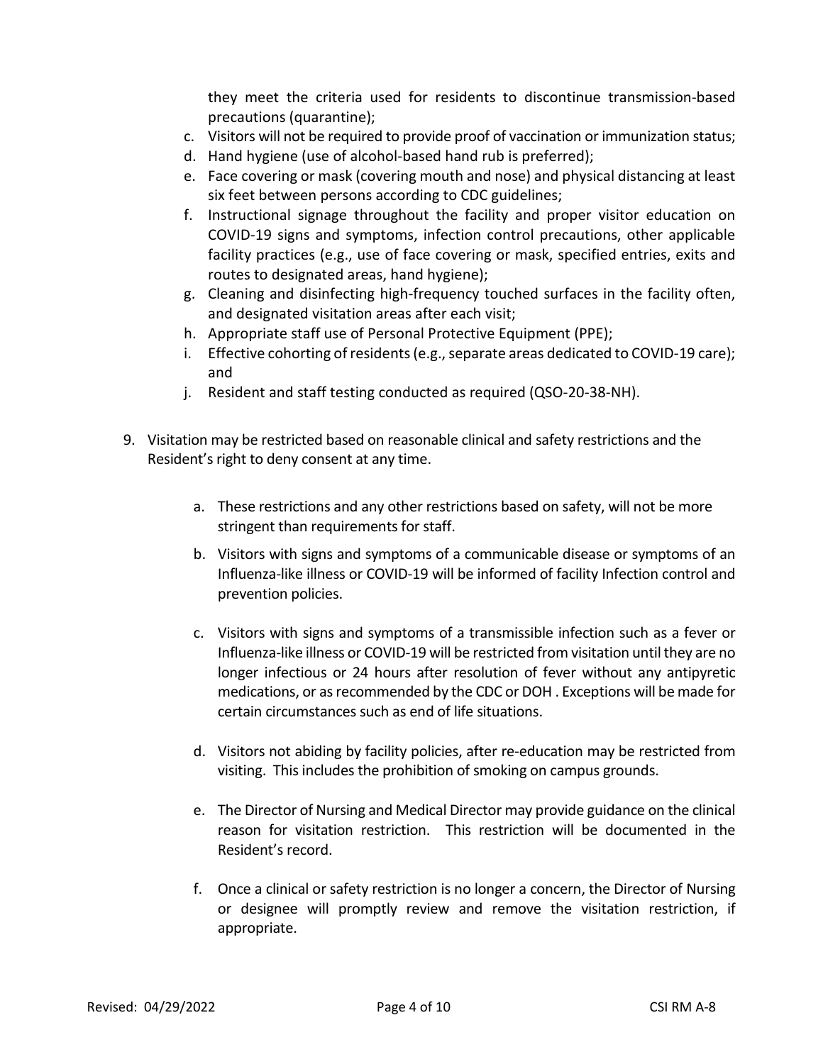they meet the criteria used for residents to discontinue transmission-based precautions (quarantine);

c. Visitors will not be required to provide proof of vaccination or immunization status;
d. Hand hygiene (use of alcohol-based hand rub is preferred);
e. Face covering or mask (covering mouth and nose) and physical distancing at least six feet between persons according to CDC guidelines;
f. Instructional signage throughout the facility and proper visitor education on COVID-19 signs and symptoms, infection control precautions, other applicable facility practices (e.g., use of face covering or mask, specified entries, exits and routes to designated areas, hand hygiene);
g. Cleaning and disinfecting high-frequency touched surfaces in the facility often, and designated visitation areas after each visit;
h. Appropriate staff use of Personal Protective Equipment (PPE);
i. Effective cohorting of residents (e.g., separate areas dedicated to COVID-19 care); and
j. Resident and staff testing conducted as required (QSO-20-38-NH).

9. Visitation may be restricted based on reasonable clinical and safety restrictions and the Resident's right to deny consent at any time.

   a. These restrictions and any other restrictions based on safety, will not be more stringent than requirements for staff.

   b. Visitors with signs and symptoms of a communicable disease or symptoms of an Influenza-like illness or COVID-19 will be informed of facility Infection control and prevention policies.

   c. Visitors with signs and symptoms of a transmissible infection such as a fever or Influenza-like illness or COVID-19 will be restricted from visitation until they are no longer infectious or 24 hours after resolution of fever without any antipyretic medications, or as recommended by the CDC or DOH . Exceptions will be made for certain circumstances such as end of life situations.

   d. Visitors not abiding by facility policies, after re-education may be restricted from visiting. This includes the prohibition of smoking on campus grounds.

   e. The Director of Nursing and Medical Director may provide guidance on the clinical reason for visitation restriction. This restriction will be documented in the Resident's record.

   f. Once a clinical or safety restriction is no longer a concern, the Director of Nursing or designee will promptly review and remove the visitation restriction, if appropriate.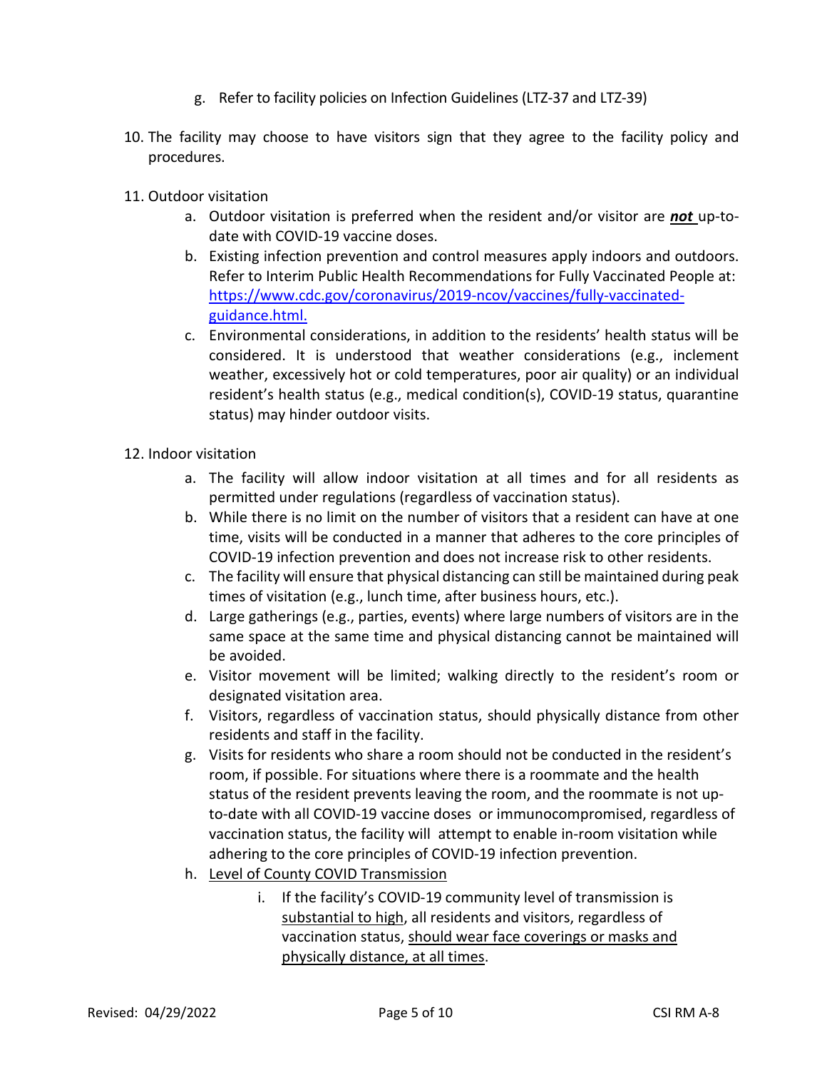g. Refer to facility policies on Infection Guidelines (LTZ-37 and LTZ-39)

10. The facility may choose to have visitors sign that they agree to the facility policy and procedures.

11. Outdoor visitation
    a. Outdoor visitation is preferred when the resident and/or visitor are ***not*** up-to-date with COVID-19 vaccine doses.
    b. Existing infection prevention and control measures apply indoors and outdoors. Refer to Interim Public Health Recommendations for Fully Vaccinated People at: https://www.cdc.gov/coronavirus/2019-ncov/vaccines/fully-vaccinated-guidance.html.
    c. Environmental considerations, in addition to the residents' health status will be considered. It is understood that weather considerations (e.g., inclement weather, excessively hot or cold temperatures, poor air quality) or an individual resident's health status (e.g., medical condition(s), COVID-19 status, quarantine status) may hinder outdoor visits.

12. Indoor visitation
    a. The facility will allow indoor visitation at all times and for all residents as permitted under regulations (regardless of vaccination status).
    b. While there is no limit on the number of visitors that a resident can have at one time, visits will be conducted in a manner that adheres to the core principles of COVID-19 infection prevention and does not increase risk to other residents.
    c. The facility will ensure that physical distancing can still be maintained during peak times of visitation (e.g., lunch time, after business hours, etc.).
    d. Large gatherings (e.g., parties, events) where large numbers of visitors are in the same space at the same time and physical distancing cannot be maintained will be avoided.
    e. Visitor movement will be limited; walking directly to the resident's room or designated visitation area.
    f. Visitors, regardless of vaccination status, should physically distance from other residents and staff in the facility.
    g. Visits for residents who share a room should not be conducted in the resident's room, if possible. For situations where there is a roommate and the health status of the resident prevents leaving the room, and the roommate is not up-to-date with all COVID-19 vaccine doses or immunocompromised, regardless of vaccination status, the facility will attempt to enable in-room visitation while adhering to the core principles of COVID-19 infection prevention.
    h. <u>Level of County COVID Transmission</u>
        i. If the facility's COVID-19 community level of transmission is <u>substantial to high</u>, all residents and visitors, regardless of vaccination status, <u>should wear face coverings or masks and physically distance, at all times</u>.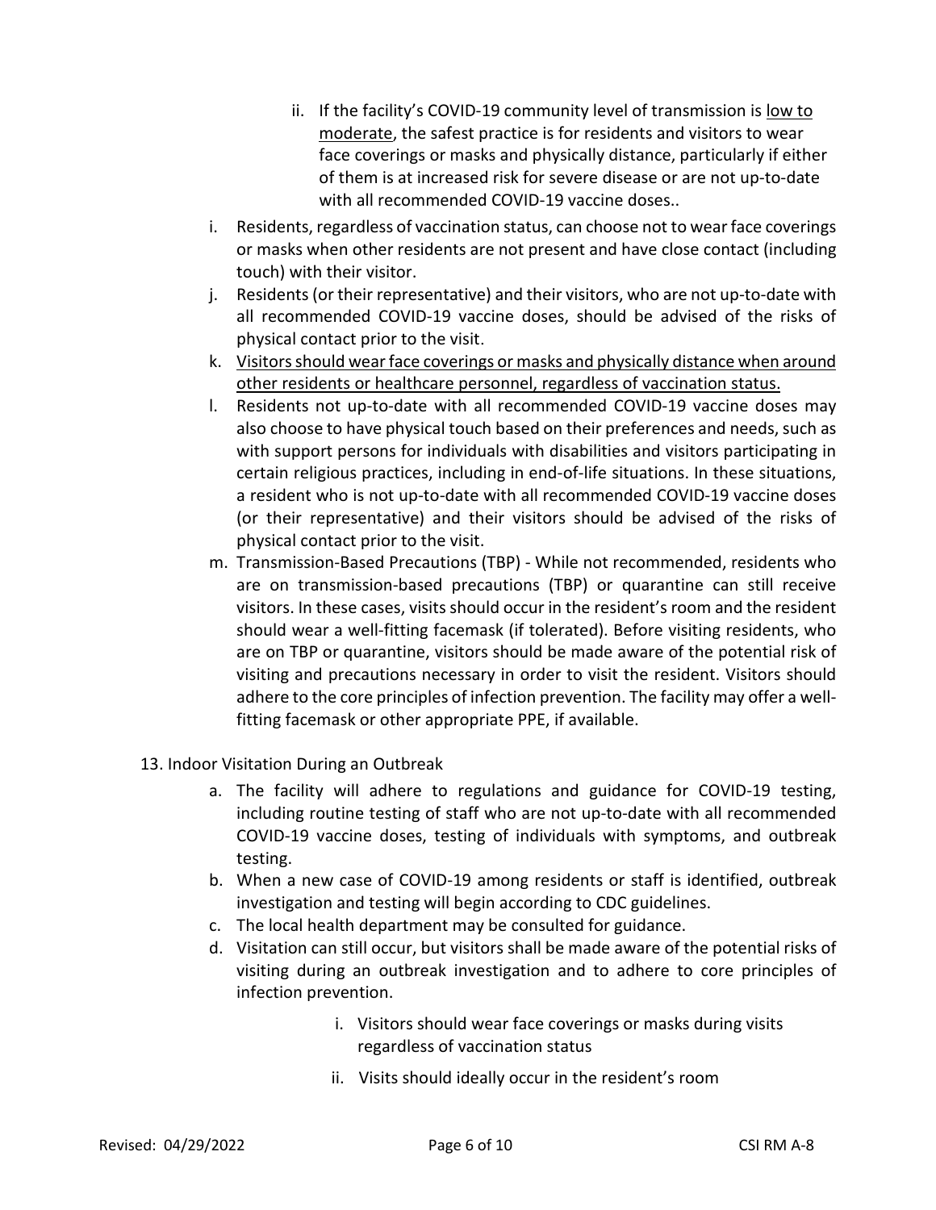ii. If the facility's COVID-19 community level of transmission is <u>low to moderate</u>, the safest practice is for residents and visitors to wear face coverings or masks and physically distance, particularly if either of them is at increased risk for severe disease or are not up-to-date with all recommended COVID-19 vaccine doses..

i. Residents, regardless of vaccination status, can choose not to wear face coverings or masks when other residents are not present and have close contact (including touch) with their visitor.

j. Residents (or their representative) and their visitors, who are not up-to-date with all recommended COVID-19 vaccine doses, should be advised of the risks of physical contact prior to the visit.

k. <u>Visitors should wear face coverings or masks and physically distance when around other residents or healthcare personnel, regardless of vaccination status.</u>

l. Residents not up-to-date with all recommended COVID-19 vaccine doses may also choose to have physical touch based on their preferences and needs, such as with support persons for individuals with disabilities and visitors participating in certain religious practices, including in end-of-life situations. In these situations, a resident who is not up-to-date with all recommended COVID-19 vaccine doses (or their representative) and their visitors should be advised of the risks of physical contact prior to the visit.

m. Transmission-Based Precautions (TBP) - While not recommended, residents who are on transmission-based precautions (TBP) or quarantine can still receive visitors. In these cases, visits should occur in the resident's room and the resident should wear a well-fitting facemask (if tolerated). Before visiting residents, who are on TBP or quarantine, visitors should be made aware of the potential risk of visiting and precautions necessary in order to visit the resident. Visitors should adhere to the core principles of infection prevention. The facility may offer a well-fitting facemask or other appropriate PPE, if available.

13. Indoor Visitation During an Outbreak

a. The facility will adhere to regulations and guidance for COVID-19 testing, including routine testing of staff who are not up-to-date with all recommended COVID-19 vaccine doses, testing of individuals with symptoms, and outbreak testing.

b. When a new case of COVID-19 among residents or staff is identified, outbreak investigation and testing will begin according to CDC guidelines.

c. The local health department may be consulted for guidance.

d. Visitation can still occur, but visitors shall be made aware of the potential risks of visiting during an outbreak investigation and to adhere to core principles of infection prevention.

    i. Visitors should wear face coverings or masks during visits regardless of vaccination status

    ii. Visits should ideally occur in the resident's room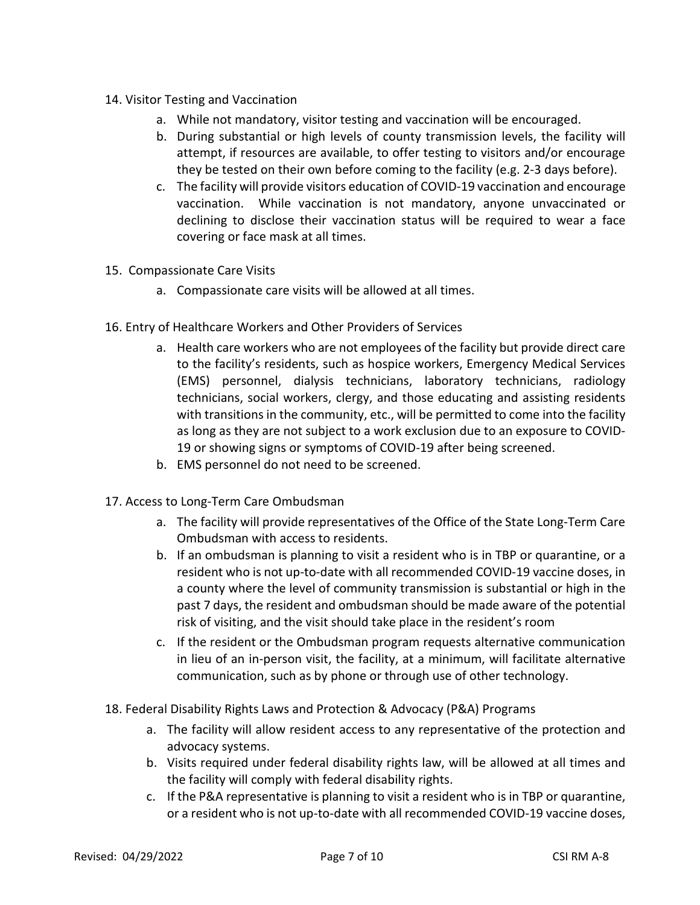14. Visitor Testing and Vaccination
    a. While not mandatory, visitor testing and vaccination will be encouraged.
    b. During substantial or high levels of county transmission levels, the facility will attempt, if resources are available, to offer testing to visitors and/or encourage they be tested on their own before coming to the facility (e.g. 2-3 days before).
    c. The facility will provide visitors education of COVID-19 vaccination and encourage vaccination. While vaccination is not mandatory, anyone unvaccinated or declining to disclose their vaccination status will be required to wear a face covering or face mask at all times.

15. Compassionate Care Visits
    a. Compassionate care visits will be allowed at all times.

16. Entry of Healthcare Workers and Other Providers of Services
    a. Health care workers who are not employees of the facility but provide direct care to the facility's residents, such as hospice workers, Emergency Medical Services (EMS) personnel, dialysis technicians, laboratory technicians, radiology technicians, social workers, clergy, and those educating and assisting residents with transitions in the community, etc., will be permitted to come into the facility as long as they are not subject to a work exclusion due to an exposure to COVID-19 or showing signs or symptoms of COVID-19 after being screened.
    b. EMS personnel do not need to be screened.

17. Access to Long-Term Care Ombudsman
    a. The facility will provide representatives of the Office of the State Long-Term Care Ombudsman with access to residents.
    b. If an ombudsman is planning to visit a resident who is in TBP or quarantine, or a resident who is not up-to-date with all recommended COVID-19 vaccine doses, in a county where the level of community transmission is substantial or high in the past 7 days, the resident and ombudsman should be made aware of the potential risk of visiting, and the visit should take place in the resident's room
    c. If the resident or the Ombudsman program requests alternative communication in lieu of an in-person visit, the facility, at a minimum, will facilitate alternative communication, such as by phone or through use of other technology.

18. Federal Disability Rights Laws and Protection & Advocacy (P&A) Programs
    a. The facility will allow resident access to any representative of the protection and advocacy systems.
    b. Visits required under federal disability rights law, will be allowed at all times and the facility will comply with federal disability rights.
    c. If the P&A representative is planning to visit a resident who is in TBP or quarantine, or a resident who is not up-to-date with all recommended COVID-19 vaccine doses,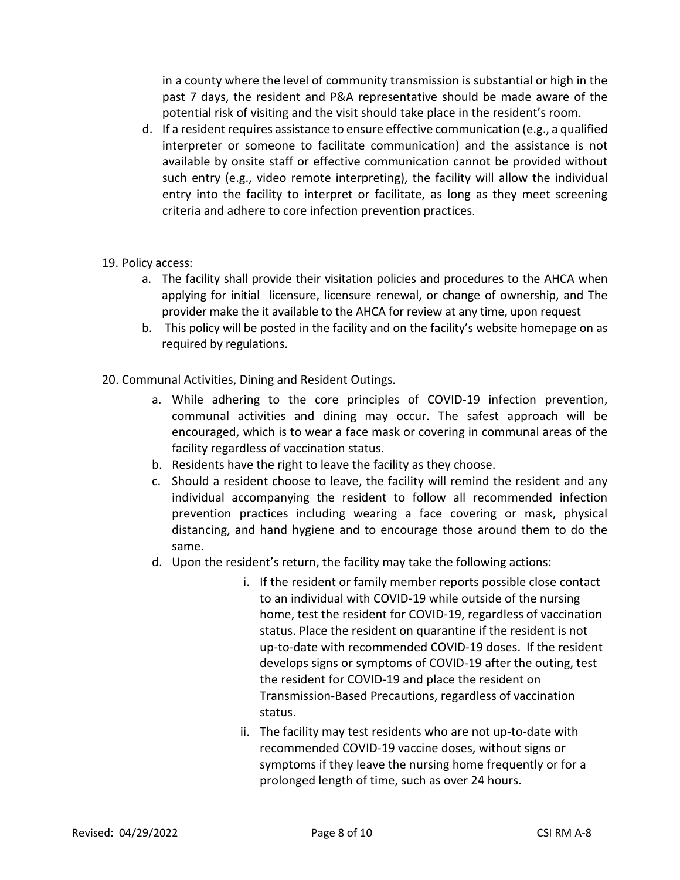in a county where the level of community transmission is substantial or high in the past 7 days, the resident and P&A representative should be made aware of the potential risk of visiting and the visit should take place in the resident's room.

d. If a resident requires assistance to ensure effective communication (e.g., a qualified interpreter or someone to facilitate communication) and the assistance is not available by onsite staff or effective communication cannot be provided without such entry (e.g., video remote interpreting), the facility will allow the individual entry into the facility to interpret or facilitate, as long as they meet screening criteria and adhere to core infection prevention practices.

19. Policy access:
    a. The facility shall provide their visitation policies and procedures to the AHCA when applying for initial licensure, licensure renewal, or change of ownership, and The provider make the it available to the AHCA for review at any time, upon request
    b. This policy will be posted in the facility and on the facility's website homepage on as required by regulations.

20. Communal Activities, Dining and Resident Outings.
    a. While adhering to the core principles of COVID-19 infection prevention, communal activities and dining may occur. The safest approach will be encouraged, which is to wear a face mask or covering in communal areas of the facility regardless of vaccination status.
    b. Residents have the right to leave the facility as they choose.
    c. Should a resident choose to leave, the facility will remind the resident and any individual accompanying the resident to follow all recommended infection prevention practices including wearing a face covering or mask, physical distancing, and hand hygiene and to encourage those around them to do the same.
    d. Upon the resident's return, the facility may take the following actions:
        i. If the resident or family member reports possible close contact to an individual with COVID-19 while outside of the nursing home, test the resident for COVID-19, regardless of vaccination status. Place the resident on quarantine if the resident is not up-to-date with recommended COVID-19 doses. If the resident develops signs or symptoms of COVID-19 after the outing, test the resident for COVID-19 and place the resident on Transmission-Based Precautions, regardless of vaccination status.
        ii. The facility may test residents who are not up-to-date with recommended COVID-19 vaccine doses, without signs or symptoms if they leave the nursing home frequently or for a prolonged length of time, such as over 24 hours.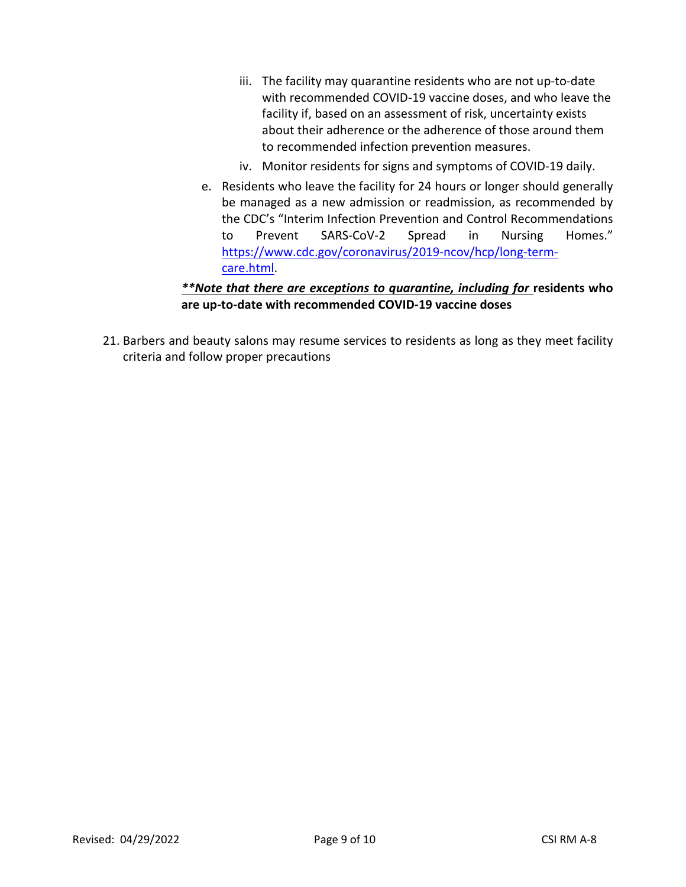iii. The facility may quarantine residents who are not up-to-date with recommended COVID-19 vaccine doses, and who leave the facility if, based on an assessment of risk, uncertainty exists about their adherence or the adherence of those around them to recommended infection prevention measures.

   iv. Monitor residents for signs and symptoms of COVID-19 daily.

e. Residents who leave the facility for 24 hours or longer should generally be managed as a new admission or readmission, as recommended by the CDC's "Interim Infection Prevention and Control Recommendations to Prevent SARS-CoV-2 Spread in Nursing Homes." [https://www.cdc.gov/coronavirus/2019-ncov/hcp/long-term-care.html](https://www.cdc.gov/coronavirus/2019-ncov/hcp/long-term-care.html).

***\*\*Note that there are exceptions to quarantine, including for*** **residents who are up-to-date with recommended COVID-19 vaccine doses**

21. Barbers and beauty salons may resume services to residents as long as they meet facility criteria and follow proper precautions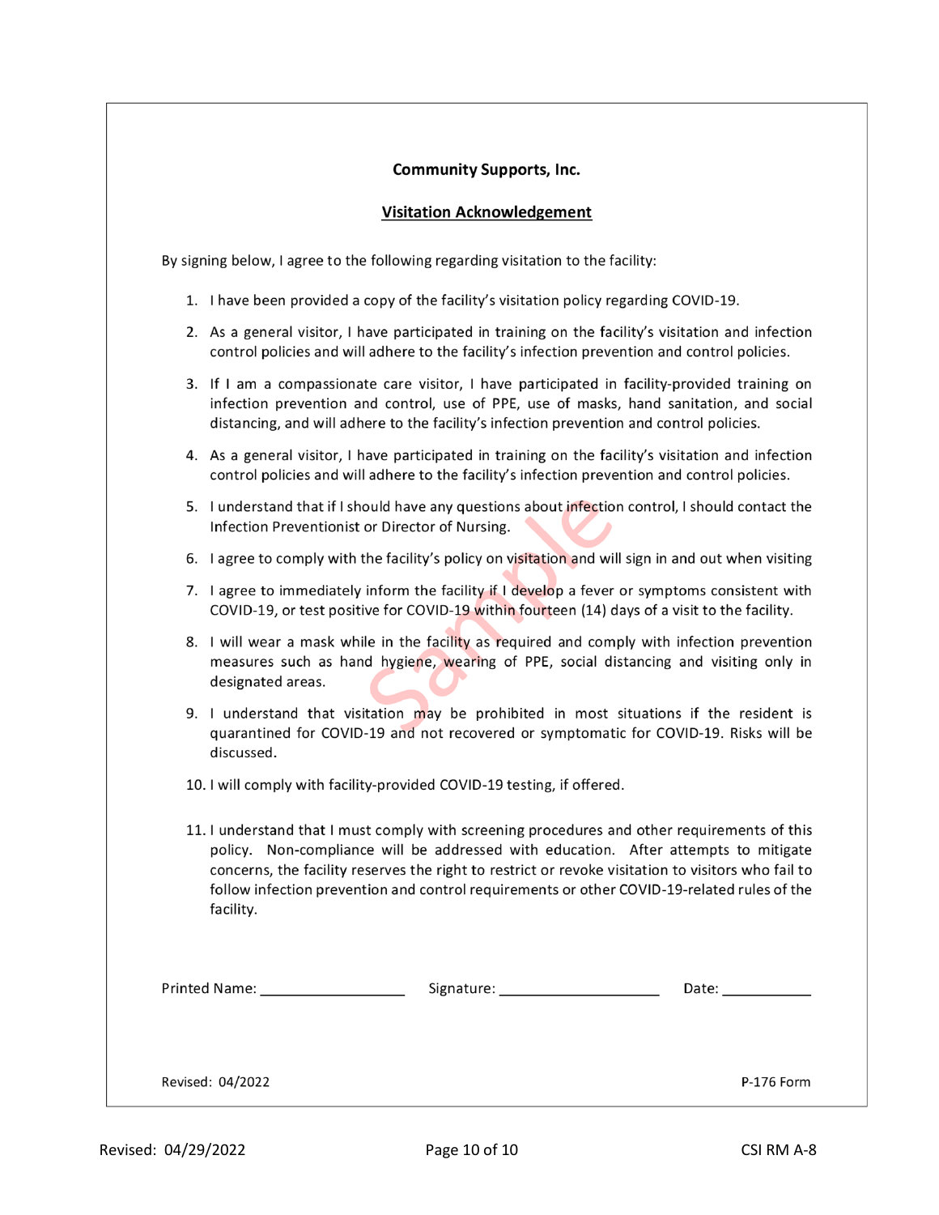**Community Supports, Inc.**

**Visitation Acknowledgement**

By signing below, I agree to the following regarding visitation to the facility:

1. I have been provided a copy of the facility's visitation policy regarding COVID-19.
2. As a general visitor, I have participated in training on the facility's visitation and infection control policies and will adhere to the facility's infection prevention and control policies.
3. If I am a compassionate care visitor, I have participated in facility-provided training on infection prevention and control, use of PPE, use of masks, hand sanitation, and social distancing, and will adhere to the facility's infection prevention and control policies.
4. As a general visitor, I have participated in training on the facility's visitation and infection control policies and will adhere to the facility's infection prevention and control policies.
5. I understand that if I should have any questions about infection control, I should contact the Infection Preventionist or Director of Nursing.
6. I agree to comply with the facility's policy on visitation and will sign in and out when visiting
7. I agree to immediately inform the facility if I develop a fever or symptoms consistent with COVID-19, or test positive for COVID-19 within fourteen (14) days of a visit to the facility.
8. I will wear a mask while in the facility as required and comply with infection prevention measures such as hand hygiene, wearing of PPE, social distancing and visiting only in designated areas.
9. I understand that visitation may be prohibited in most situations if the resident is quarantined for COVID-19 and not recovered or symptomatic for COVID-19. Risks will be discussed.
10. I will comply with facility-provided COVID-19 testing, if offered.
11. I understand that I must comply with screening procedures and other requirements of this policy. Non-compliance will be addressed with education. After attempts to mitigate concerns, the facility reserves the right to restrict or revoke visitation to visitors who fail to follow infection prevention and control requirements or other COVID-19-related rules of the facility.

Printed Name: __________________ Signature: ____________________ Date: ___________

Revised: 04/2022

P-176 Form